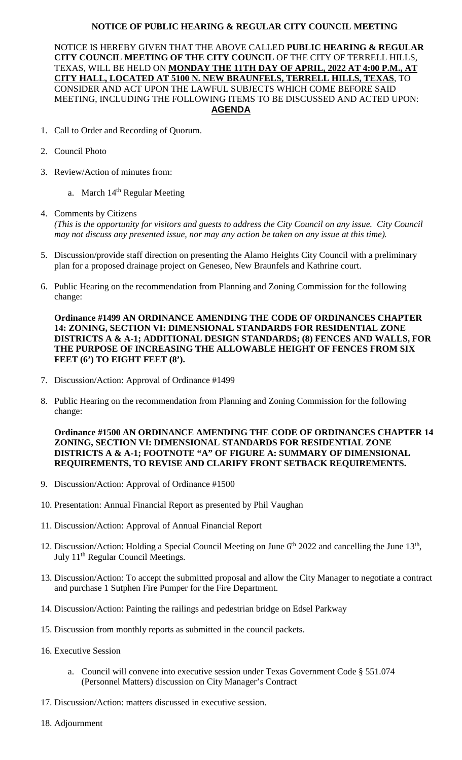**NOTICE OF PUBLIC HEARING & REGULAR CITY COUNCIL MEETING**

NOTICE IS HEREBY GIVEN THAT THE ABOVE CALLED **PUBLIC HEARING & REGULAR CITY COUNCIL MEETING OF THE CITY COUNCIL** OF THE CITY OF TERRELL HILLS, TEXAS, WILL BE HELD ON **MONDAY THE 11TH DAY OF APRIL, 2022 AT 4:00 P.M., AT CITY HALL, LOCATED AT 5100 N. NEW BRAUNFELS, TERRELL HILLS, TEXAS**, TO CONSIDER AND ACT UPON THE LAWFUL SUBJECTS WHICH COME BEFORE SAID MEETING, INCLUDING THE FOLLOWING ITEMS TO BE DISCUSSED AND ACTED UPON:

**AGENDA**

1. Call to Order and Recording of Quorum.
2. Council Photo
3. Review/Action of minutes from:
   a. March 14th Regular Meeting
4. Comments by Citizens
   *(This is the opportunity for visitors and guests to address the City Council on any issue. City Council may not discuss any presented issue, nor may any action be taken on any issue at this time).*
5. Discussion/provide staff direction on presenting the Alamo Heights City Council with a preliminary plan for a proposed drainage project on Geneseo, New Braunfels and Kathrine court.
6. Public Hearing on the recommendation from Planning and Zoning Commission for the following change:

   **Ordinance #1499 AN ORDINANCE AMENDING THE CODE OF ORDINANCES CHAPTER 14: ZONING, SECTION VI: DIMENSIONAL STANDARDS FOR RESIDENTIAL ZONE DISTRICTS A & A-1; ADDITIONAL DESIGN STANDARDS; (8) FENCES AND WALLS, FOR THE PURPOSE OF INCREASING THE ALLOWABLE HEIGHT OF FENCES FROM SIX FEET (6') TO EIGHT FEET (8').**

7. Discussion/Action: Approval of Ordinance #1499
8. Public Hearing on the recommendation from Planning and Zoning Commission for the following change:

   **Ordinance #1500 AN ORDINANCE AMENDING THE CODE OF ORDINANCES CHAPTER 14 ZONING, SECTION VI: DIMENSIONAL STANDARDS FOR RESIDENTIAL ZONE DISTRICTS A & A-1; FOOTNOTE "A" OF FIGURE A: SUMMARY OF DIMENSIONAL REQUIREMENTS, TO REVISE AND CLARIFY FRONT SETBACK REQUIREMENTS.**

9. Discussion/Action: Approval of Ordinance #1500
10. Presentation: Annual Financial Report as presented by Phil Vaughan
11. Discussion/Action: Approval of Annual Financial Report
12. Discussion/Action: Holding a Special Council Meeting on June 6th 2022 and cancelling the June 13th, July 11th Regular Council Meetings.
13. Discussion/Action: To accept the submitted proposal and allow the City Manager to negotiate a contract and purchase 1 Sutphen Fire Pumper for the Fire Department.
14. Discussion/Action: Painting the railings and pedestrian bridge on Edsel Parkway
15. Discussion from monthly reports as submitted in the council packets.
16. Executive Session
    a. Council will convene into executive session under Texas Government Code § 551.074 (Personnel Matters) discussion on City Manager's Contract
17. Discussion/Action: matters discussed in executive session.
18. Adjournment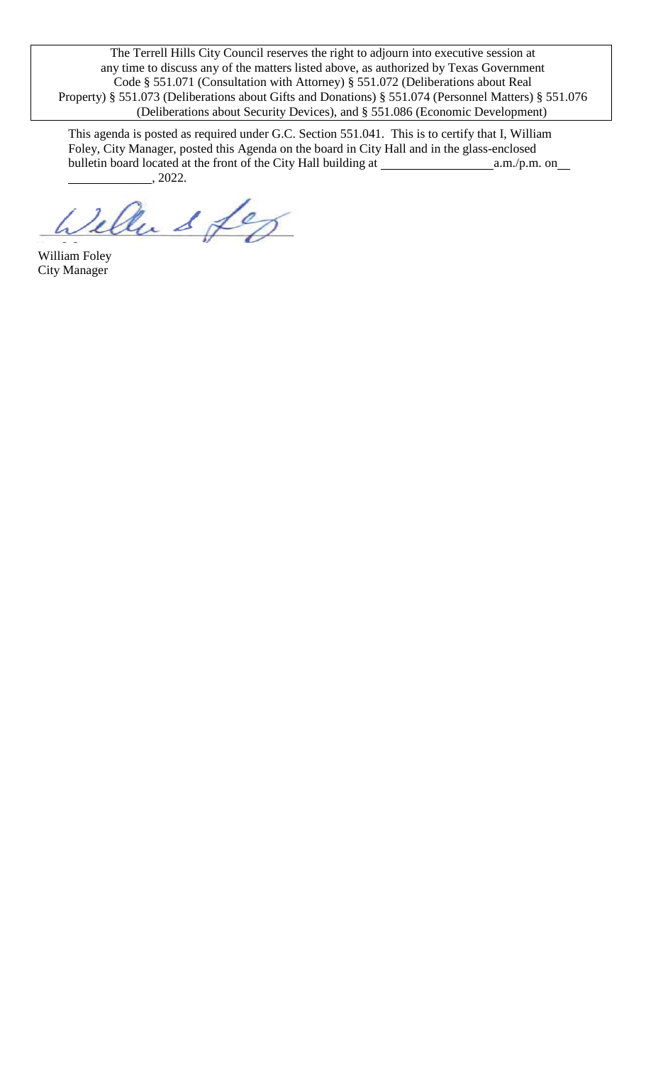The Terrell Hills City Council reserves the right to adjourn into executive session at any time to discuss any of the matters listed above, as authorized by Texas Government Code § 551.071 (Consultation with Attorney) § 551.072 (Deliberations about Real Property) § 551.073 (Deliberations about Gifts and Donations) § 551.074 (Personnel Matters) § 551.076 (Deliberations about Security Devices), and § 551.086 (Economic Development)

This agenda is posted as required under G.C. Section 551.041. This is to certify that I, William Foley, City Manager, posted this Agenda on the board in City Hall and in the glass-enclosed bulletin board located at the front of the City Hall building at \_\_\_\_\_\_\_\_\_\_\_\_\_\_\_\_ a.m./p.m. on \_\_\_\_\_\_\_\_\_\_\_\_, 2022.

William Foley
City Manager